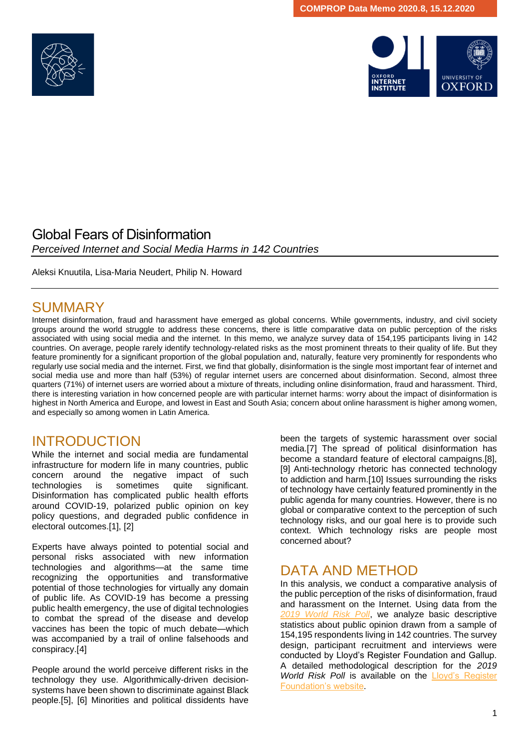COMPROP Data Memo 2020.8, 15.12.2020

# Global Fears of Disinformation

*Perceived Internet and Social Media Harms in 142 Countries*

Aleksi Knuutila, Lisa-Maria Neudert, Philip N. Howard

## SUMMARY

Internet disinformation, fraud and harassment have emerged as global concerns. While governments, industry, and civil society groups around the world struggle to address these concerns, there is little comparative data on public perception of the risks associated with using social media and the internet. In this memo, we analyze survey data of 154,195 participants living in 142 countries. On average, people rarely identify technology-related risks as the most prominent threats to their quality of life. But they feature prominently for a significant proportion of the global population and, naturally, feature very prominently for respondents who regularly use social media and the internet. First, we find that globally, disinformation is the single most important fear of internet and social media use and more than half (53%) of regular internet users are concerned about disinformation. Second, almost three quarters (71%) of internet users are worried about a mixture of threats, including online disinformation, fraud and harassment. Third, there is interesting variation in how concerned people are with particular internet harms: worry about the impact of disinformation is highest in North America and Europe, and lowest in East and South Asia; concern about online harassment is higher among women, and especially so among women in Latin America.

## INTRODUCTION

While the internet and social media are fundamental infrastructure for modern life in many countries, public concern around the negative impact of such technologies is sometimes quite significant. Disinformation has complicated public health efforts around COVID-19, polarized public opinion on key policy questions, and degraded public confidence in electoral outcomes.[1], [2]

Experts have always pointed to potential social and personal risks associated with new information technologies and algorithms—at the same time recognizing the opportunities and transformative potential of those technologies for virtually any domain of public life. As COVID-19 has become a pressing public health emergency, the use of digital technologies to combat the spread of the disease and develop vaccines has been the topic of much debate—which was accompanied by a trail of online falsehoods and conspiracy.[4]

People around the world perceive different risks in the technology they use. Algorithmically-driven decision-systems have been shown to discriminate against Black people.[5], [6] Minorities and political dissidents have been the targets of systemic harassment over social media.[7] The spread of political disinformation has become a standard feature of electoral campaigns.[8], [9] Anti-technology rhetoric has connected technology to addiction and harm.[10] Issues surrounding the risks of technology have certainly featured prominently in the public agenda for many countries. However, there is no global or comparative context to the perception of such technology risks, and our goal here is to provide such context. Which technology risks are people most concerned about?

## DATA AND METHOD

In this analysis, we conduct a comparative analysis of the public perception of the risks of disinformation, fraud and harassment on the Internet. Using data from the *2019 World Risk Poll*, we analyze basic descriptive statistics about public opinion drawn from a sample of 154,195 respondents living in 142 countries. The survey design, participant recruitment and interviews were conducted by Lloyd's Register Foundation and Gallup. A detailed methodological description for the *2019 World Risk Poll* is available on the Lloyd's Register Foundation's website.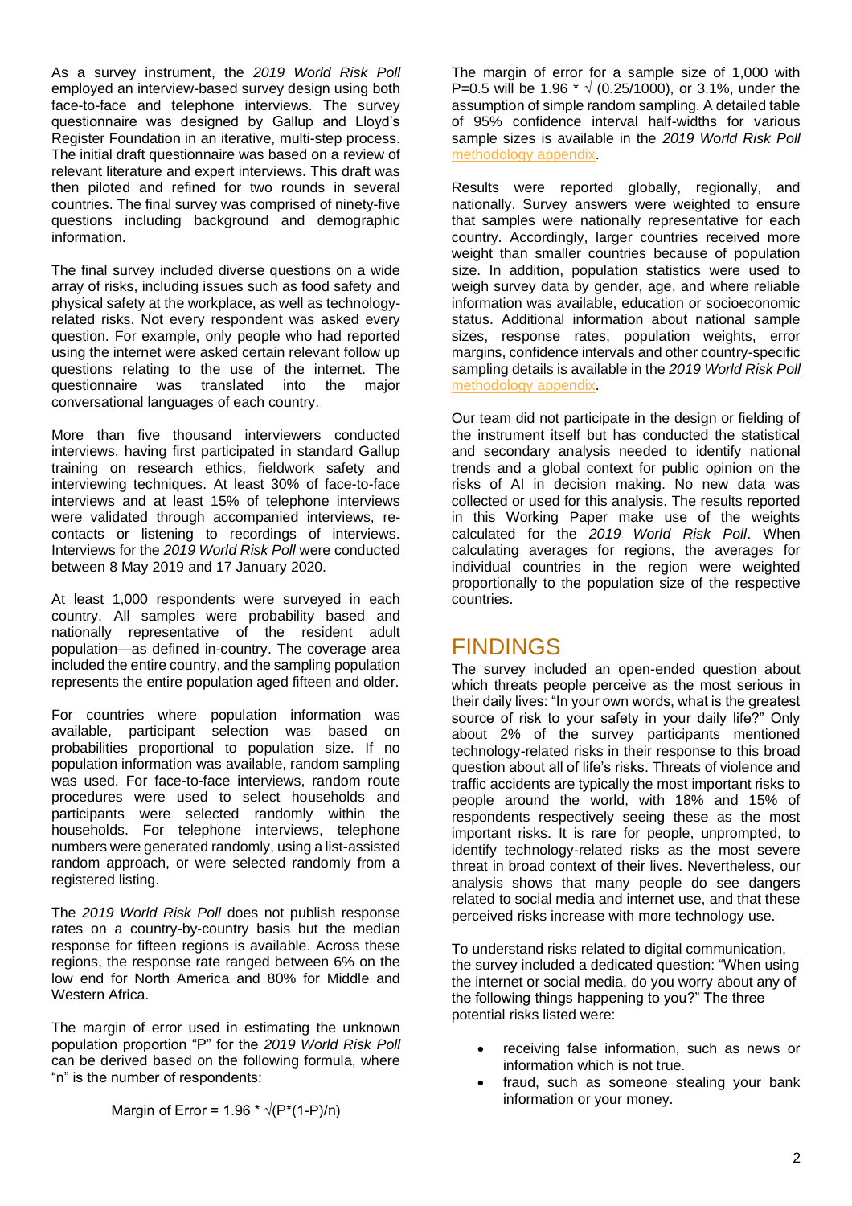As a survey instrument, the *2019 World Risk Poll* employed an interview-based survey design using both face-to-face and telephone interviews. The survey questionnaire was designed by Gallup and Lloyd's Register Foundation in an iterative, multi-step process. The initial draft questionnaire was based on a review of relevant literature and expert interviews. This draft was then piloted and refined for two rounds in several countries. The final survey was comprised of ninety-five questions including background and demographic information.

The final survey included diverse questions on a wide array of risks, including issues such as food safety and physical safety at the workplace, as well as technology-related risks. Not every respondent was asked every question. For example, only people who had reported using the internet were asked certain relevant follow up questions relating to the use of the internet. The questionnaire was translated into the major conversational languages of each country.

More than five thousand interviewers conducted interviews, having first participated in standard Gallup training on research ethics, fieldwork safety and interviewing techniques. At least 30% of face-to-face interviews and at least 15% of telephone interviews were validated through accompanied interviews, re-contacts or listening to recordings of interviews. Interviews for the *2019 World Risk Poll* were conducted between 8 May 2019 and 17 January 2020.

At least 1,000 respondents were surveyed in each country. All samples were probability based and nationally representative of the resident adult population—as defined in-country. The coverage area included the entire country, and the sampling population represents the entire population aged fifteen and older.

For countries where population information was available, participant selection was based on probabilities proportional to population size. If no population information was available, random sampling was used. For face-to-face interviews, random route procedures were used to select households and participants were selected randomly within the households. For telephone interviews, telephone numbers were generated randomly, using a list-assisted random approach, or were selected randomly from a registered listing.

The *2019 World Risk Poll* does not publish response rates on a country-by-country basis but the median response for fifteen regions is available. Across these regions, the response rate ranged between 6% on the low end for North America and 80% for Middle and Western Africa.

The margin of error used in estimating the unknown population proportion "P" for the *2019 World Risk Poll* can be derived based on the following formula, where "n" is the number of respondents:

$$\text{Margin of Error} = 1.96 * \sqrt{(P*(1-P)/n)}$$

The margin of error for a sample size of 1,000 with P=0.5 will be $1.96 * \sqrt{(0.25/1000)}$, or 3.1%, under the assumption of simple random sampling. A detailed table of 95% confidence interval half-widths for various sample sizes is available in the *2019 World Risk Poll* methodology appendix.

Results were reported globally, regionally, and nationally. Survey answers were weighted to ensure that samples were nationally representative for each country. Accordingly, larger countries received more weight than smaller countries because of population size. In addition, population statistics were used to weigh survey data by gender, age, and where reliable information was available, education or socioeconomic status. Additional information about national sample sizes, response rates, population weights, error margins, confidence intervals and other country-specific sampling details is available in the *2019 World Risk Poll* methodology appendix.

Our team did not participate in the design or fielding of the instrument itself but has conducted the statistical and secondary analysis needed to identify national trends and a global context for public opinion on the risks of AI in decision making. No new data was collected or used for this analysis. The results reported in this Working Paper make use of the weights calculated for the *2019 World Risk Poll*. When calculating averages for regions, the averages for individual countries in the region were weighted proportionally to the population size of the respective countries.

# FINDINGS

The survey included an open-ended question about which threats people perceive as the most serious in their daily lives: "In your own words, what is the greatest source of risk to your safety in your daily life?" Only about 2% of the survey participants mentioned technology-related risks in their response to this broad question about all of life's risks. Threats of violence and traffic accidents are typically the most important risks to people around the world, with 18% and 15% of respondents respectively seeing these as the most important risks. It is rare for people, unprompted, to identify technology-related risks as the most severe threat in broad context of their lives. Nevertheless, our analysis shows that many people do see dangers related to social media and internet use, and that these perceived risks increase with more technology use.

To understand risks related to digital communication, the survey included a dedicated question: "When using the internet or social media, do you worry about any of the following things happening to you?" The three potential risks listed were:

- receiving false information, such as news or information which is not true.
- fraud, such as someone stealing your bank information or your money.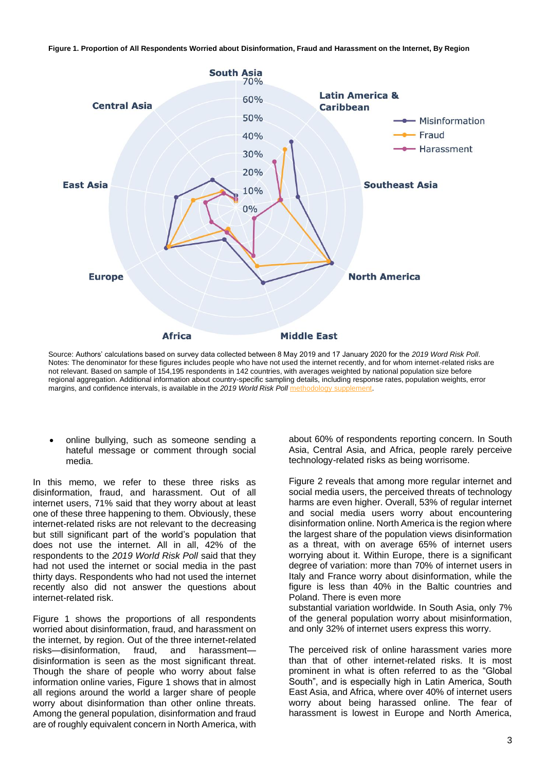**Figure 1. Proportion of All Respondents Worried about Disinformation, Fraud and Harassment on the Internet, By Region**

Source: Authors' calculations based on survey data collected between 8 May 2019 and 17 January 2020 for the *2019 Word Risk Poll*. Notes: The denominator for these figures includes people who have not used the internet recently, and for whom internet-related risks are not relevant. Based on sample of 154,195 respondents in 142 countries, with averages weighted by national population size before regional aggregation. Additional information about country-specific sampling details, including response rates, population weights, error margins, and confidence intervals, is available in the *2019 World Risk Poll* methodology supplement.

- online bullying, such as someone sending a hateful message or comment through social media.

In this memo, we refer to these three risks as disinformation, fraud, and harassment. Out of all internet users, 71% said that they worry about at least one of these three happening to them. Obviously, these internet-related risks are not relevant to the decreasing but still significant part of the world's population that does not use the internet. All in all, 42% of the respondents to the *2019 World Risk Poll* said that they had not used the internet or social media in the past thirty days. Respondents who had not used the internet recently also did not answer the questions about internet-related risk.

Figure 1 shows the proportions of all respondents worried about disinformation, fraud, and harassment on the internet, by region. Out of the three internet-related risks—disinformation, fraud, and harassment—disinformation is seen as the most significant threat. Though the share of people who worry about false information online varies, Figure 1 shows that in almost all regions around the world a larger share of people worry about disinformation than other online threats. Among the general population, disinformation and fraud are of roughly equivalent concern in North America, with about 60% of respondents reporting concern. In South Asia, Central Asia, and Africa, people rarely perceive technology-related risks as being worrisome.

Figure 2 reveals that among more regular internet and social media users, the perceived threats of technology harms are even higher. Overall, 53% of regular internet and social media users worry about encountering disinformation online. North America is the region where the largest share of the population views disinformation as a threat, with on average 65% of internet users worrying about it. Within Europe, there is a significant degree of variation: more than 70% of internet users in Italy and France worry about disinformation, while the figure is less than 40% in the Baltic countries and Poland. There is even more substantial variation worldwide. In South Asia, only 7% of the general population worry about misinformation, and only 32% of internet users express this worry.

The perceived risk of online harassment varies more than that of other internet-related risks. It is most prominent in what is often referred to as the "Global South", and is especially high in Latin America, South East Asia, and Africa, where over 40% of internet users worry about being harassed online. The fear of harassment is lowest in Europe and North America,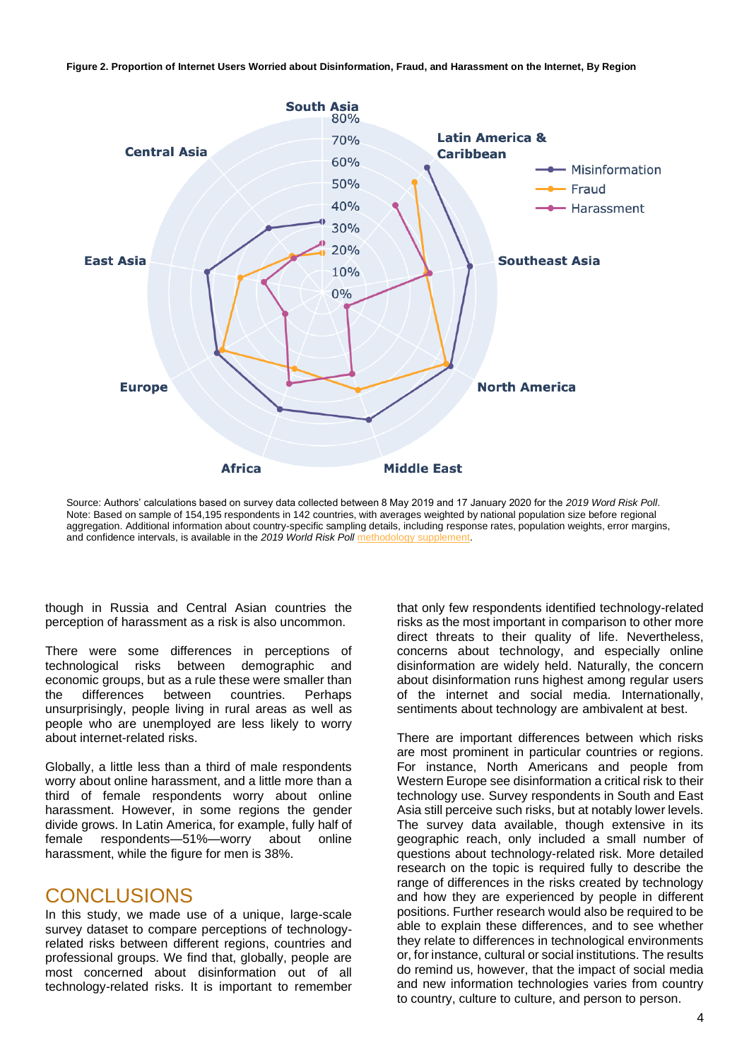**Figure 2. Proportion of Internet Users Worried about Disinformation, Fraud, and Harassment on the Internet, By Region**

Source: Authors' calculations based on survey data collected between 8 May 2019 and 17 January 2020 for the *2019 Word Risk Poll*.
Note: Based on sample of 154,195 respondents in 142 countries, with averages weighted by national population size before regional aggregation. Additional information about country-specific sampling details, including response rates, population weights, error margins, and confidence intervals, is available in the *2019 World Risk Poll* methodology supplement.

though in Russia and Central Asian countries the perception of harassment as a risk is also uncommon.

There were some differences in perceptions of technological risks between demographic and economic groups, but as a rule these were smaller than the differences between countries. Perhaps unsurprisingly, people living in rural areas as well as people who are unemployed are less likely to worry about internet-related risks.

Globally, a little less than a third of male respondents worry about online harassment, and a little more than a third of female respondents worry about online harassment. However, in some regions the gender divide grows. In Latin America, for example, fully half of female respondents—51%—worry about online harassment, while the figure for men is 38%.

## CONCLUSIONS

In this study, we made use of a unique, large-scale survey dataset to compare perceptions of technology-related risks between different regions, countries and professional groups. We find that, globally, people are most concerned about disinformation out of all technology-related risks. It is important to remember that only few respondents identified technology-related risks as the most important in comparison to other more direct threats to their quality of life. Nevertheless, concerns about technology, and especially online disinformation are widely held. Naturally, the concern about disinformation runs highest among regular users of the internet and social media. Internationally, sentiments about technology are ambivalent at best.

There are important differences between which risks are most prominent in particular countries or regions. For instance, North Americans and people from Western Europe see disinformation a critical risk to their technology use. Survey respondents in South and East Asia still perceive such risks, but at notably lower levels. The survey data available, though extensive in its geographic reach, only included a small number of questions about technology-related risk. More detailed research on the topic is required fully to describe the range of differences in the risks created by technology and how they are experienced by people in different positions. Further research would also be required to be able to explain these differences, and to see whether they relate to differences in technological environments or, for instance, cultural or social institutions. The results do remind us, however, that the impact of social media and new information technologies varies from country to country, culture to culture, and person to person.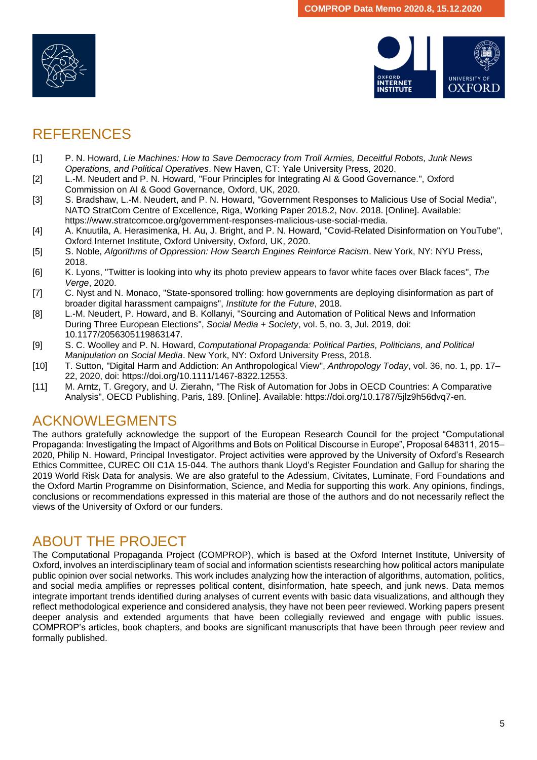## REFERENCES

[1] P. N. Howard, *Lie Machines: How to Save Democracy from Troll Armies, Deceitful Robots, Junk News Operations, and Political Operatives*. New Haven, CT: Yale University Press, 2020.

[2] L.-M. Neudert and P. N. Howard, "Four Principles for Integrating AI & Good Governance.", Oxford Commission on AI & Good Governance, Oxford, UK, 2020.

[3] S. Bradshaw, L.-M. Neudert, and P. N. Howard, "Government Responses to Malicious Use of Social Media", NATO StratCom Centre of Excellence, Riga, Working Paper 2018.2, Nov. 2018. [Online]. Available: https://www.stratcomcoe.org/government-responses-malicious-use-social-media.

[4] A. Knuutila, A. Herasimenka, H. Au, J. Bright, and P. N. Howard, "Covid-Related Disinformation on YouTube", Oxford Internet Institute, Oxford University, Oxford, UK, 2020.

[5] S. Noble, *Algorithms of Oppression: How Search Engines Reinforce Racism*. New York, NY: NYU Press, 2018.

[6] K. Lyons, "Twitter is looking into why its photo preview appears to favor white faces over Black faces", *The Verge*, 2020.

[7] C. Nyst and N. Monaco, "State-sponsored trolling: how governments are deploying disinformation as part of broader digital harassment campaigns", *Institute for the Future*, 2018.

[8] L.-M. Neudert, P. Howard, and B. Kollanyi, "Sourcing and Automation of Political News and Information During Three European Elections", *Social Media + Society*, vol. 5, no. 3, Jul. 2019, doi: 10.1177/2056305119863147.

[9] S. C. Woolley and P. N. Howard, *Computational Propaganda: Political Parties, Politicians, and Political Manipulation on Social Media*. New York, NY: Oxford University Press, 2018.

[10] T. Sutton, "Digital Harm and Addiction: An Anthropological View", *Anthropology Today*, vol. 36, no. 1, pp. 17–22, 2020, doi: https://doi.org/10.1111/1467-8322.12553.

[11] M. Arntz, T. Gregory, and U. Zierahn, "The Risk of Automation for Jobs in OECD Countries: A Comparative Analysis", OECD Publishing, Paris, 189. [Online]. Available: https://doi.org/10.1787/5jlz9h56dvq7-en.

## ACKNOWLEGMENTS

The authors gratefully acknowledge the support of the European Research Council for the project "Computational Propaganda: Investigating the Impact of Algorithms and Bots on Political Discourse in Europe", Proposal 648311, 2015–2020, Philip N. Howard, Principal Investigator. Project activities were approved by the University of Oxford's Research Ethics Committee, CUREC OII C1A 15-044. The authors thank Lloyd's Register Foundation and Gallup for sharing the 2019 World Risk Data for analysis. We are also grateful to the Adessium, Civitates, Luminate, Ford Foundations and the Oxford Martin Programme on Disinformation, Science, and Media for supporting this work. Any opinions, findings, conclusions or recommendations expressed in this material are those of the authors and do not necessarily reflect the views of the University of Oxford or our funders.

## ABOUT THE PROJECT

The Computational Propaganda Project (COMPROP), which is based at the Oxford Internet Institute, University of Oxford, involves an interdisciplinary team of social and information scientists researching how political actors manipulate public opinion over social networks. This work includes analyzing how the interaction of algorithms, automation, politics, and social media amplifies or represses political content, disinformation, hate speech, and junk news. Data memos integrate important trends identified during analyses of current events with basic data visualizations, and although they reflect methodological experience and considered analysis, they have not been peer reviewed. Working papers present deeper analysis and extended arguments that have been collegially reviewed and engage with public issues. COMPROP's articles, book chapters, and books are significant manuscripts that have been through peer review and formally published.